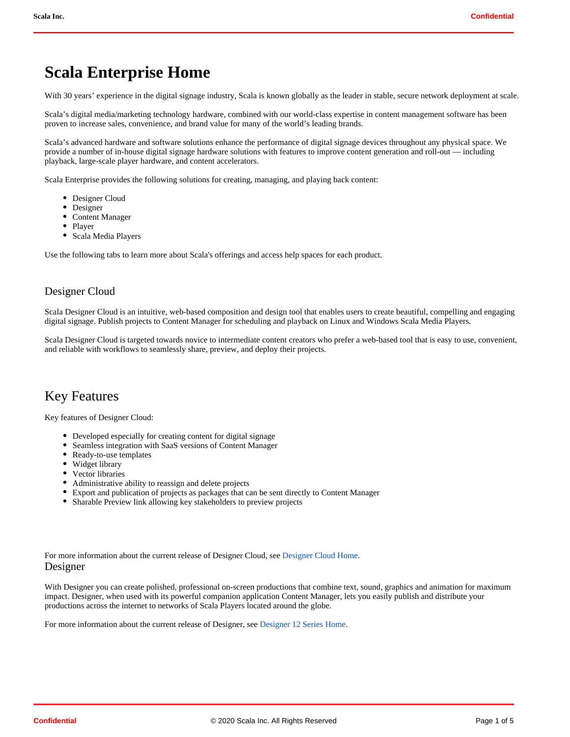# Scala Enterprise Home

With 30 years' experience in the digital signage industry, Scala is known globally as the leader in stable, secure network deployment at scale.

Scala's digital media/marketing technology hardware, combined with our world-class expertise in content management software has been proven to increase sales, convenience, and brand value for many of the world's leading brands.

Scala's advanced hardware and software solutions enhance the performance of digital signage devices throughout any physical space. We provide a number of in-house digital signage hardware solutions with features to improve content generation and roll-out — including playback, large-scale player hardware, and content accelerators.

Scala Enterprise provides the following solutions for creating, managing, and playing back content:

- Designer Cloud
- Designer
- Content Manager
- Player
- Scala Media Players

Use the following tabs to learn more about Scala's offerings and access help spaces for each product.

## Designer Cloud

Scala Designer Cloud is an intuitive, web-based composition and design tool that enables users to create beautiful, compelling and engaging digital signage. Publish projects to Content Manager for scheduling and playback on Linux and Windows Scala Media Players.

Scala Designer Cloud is targeted towards novice to intermediate content creators who prefer a web-based tool that is easy to use, convenient, and reliable with workflows to seamlessly share, preview, and deploy their projects.

## Key Features

Key features of Designer Cloud:

- Developed especially for creating content for digital signage
- Seamless integration with SaaS versions of Content Manager
- Ready-to-use templates
- Widget library
- Vector libraries
- Administrative ability to reassign and delete projects
- Export and publication of projects as packages that can be sent directly to Content Manager
- Sharable Preview link allowing key stakeholders to preview projects

For more information about the current release of Designer Cloud, see Designer Cloud Home.

## Designer

With Designer you can create polished, professional on-screen productions that combine text, sound, graphics and animation for maximum impact. Designer, when used with its powerful companion application Content Manager, lets you easily publish and distribute your productions across the internet to networks of Scala Players located around the globe.

For more information about the current release of Designer, see Designer 12 Series Home.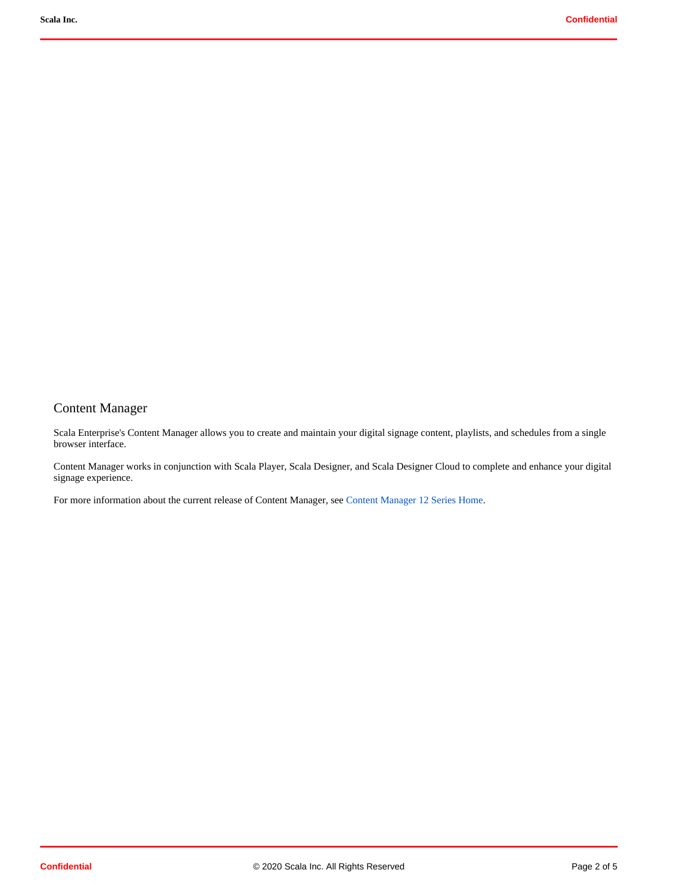# Content Manager

Scala Enterprise's Content Manager allows you to create and maintain your digital signage content, playlists, and schedules from a single browser interface.

Content Manager works in conjunction with Scala Player, Scala Designer, and Scala Designer Cloud to complete and enhance your digital signage experience.

For more information about the current release of Content Manager, see Content Manager 12 Series Home.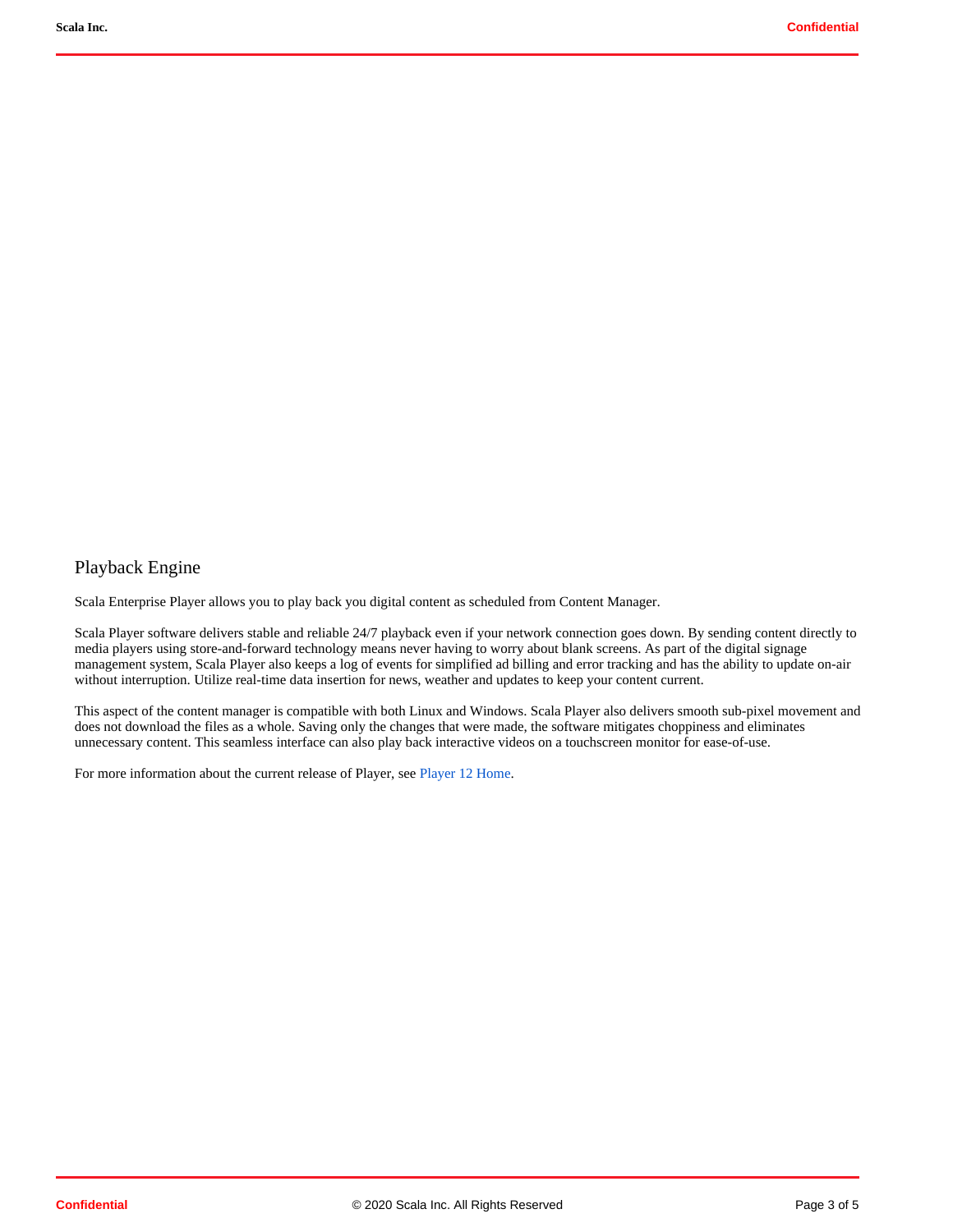## Playback Engine

Scala Enterprise Player allows you to play back you digital content as scheduled from Content Manager.

Scala Player software delivers stable and reliable 24/7 playback even if your network connection goes down. By sending content directly to media players using store-and-forward technology means never having to worry about blank screens. As part of the digital signage management system, Scala Player also keeps a log of events for simplified ad billing and error tracking and has the ability to update on-air without interruption. Utilize real-time data insertion for news, weather and updates to keep your content current.

This aspect of the content manager is compatible with both Linux and Windows. Scala Player also delivers smooth sub-pixel movement and does not download the files as a whole. Saving only the changes that were made, the software mitigates choppiness and eliminates unnecessary content. This seamless interface can also play back interactive videos on a touchscreen monitor for ease-of-use.

For more information about the current release of Player, see Player 12 Home.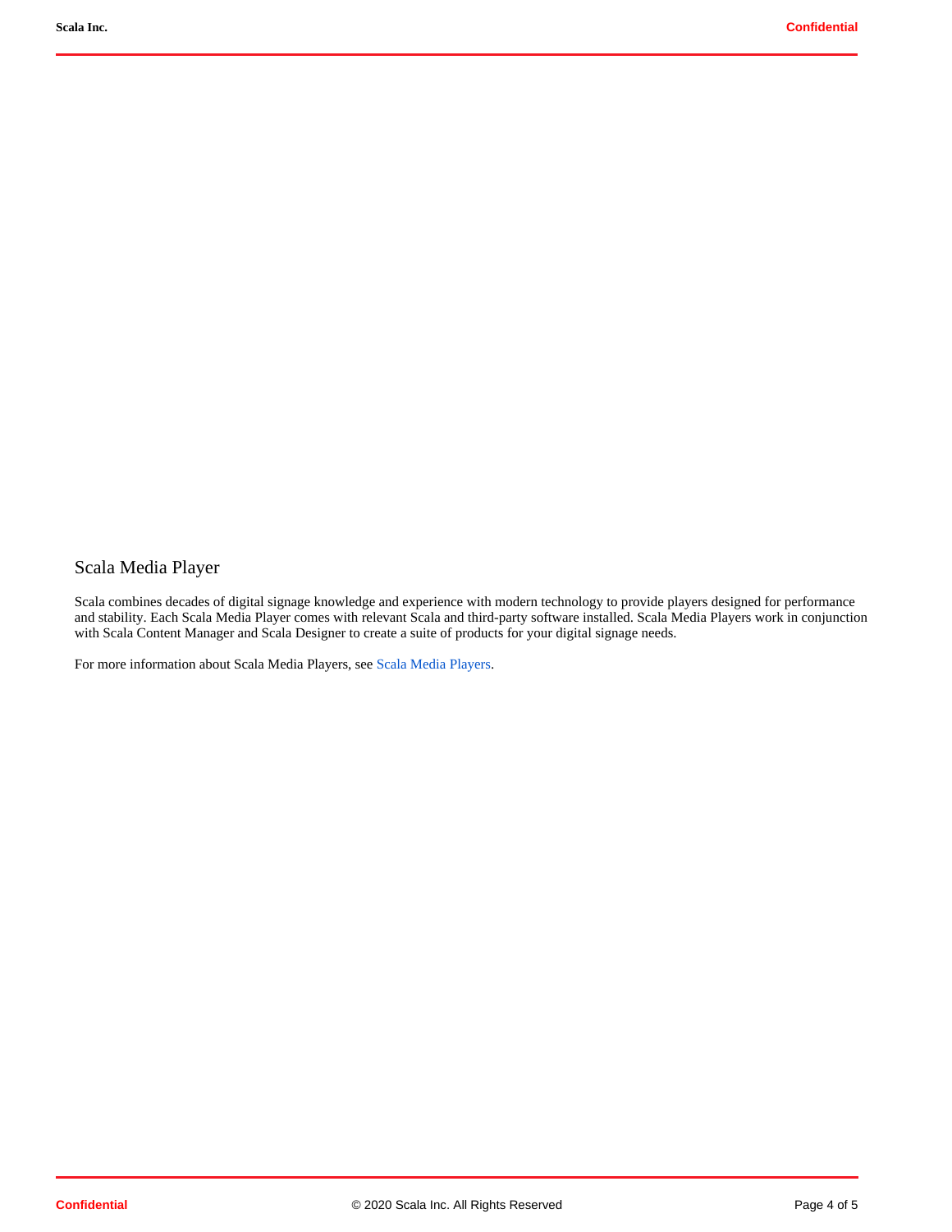## Scala Media Player

Scala combines decades of digital signage knowledge and experience with modern technology to provide players designed for performance and stability. Each Scala Media Player comes with relevant Scala and third-party software installed. Scala Media Players work in conjunction with Scala Content Manager and Scala Designer to create a suite of products for your digital signage needs.

For more information about Scala Media Players, see Scala Media Players.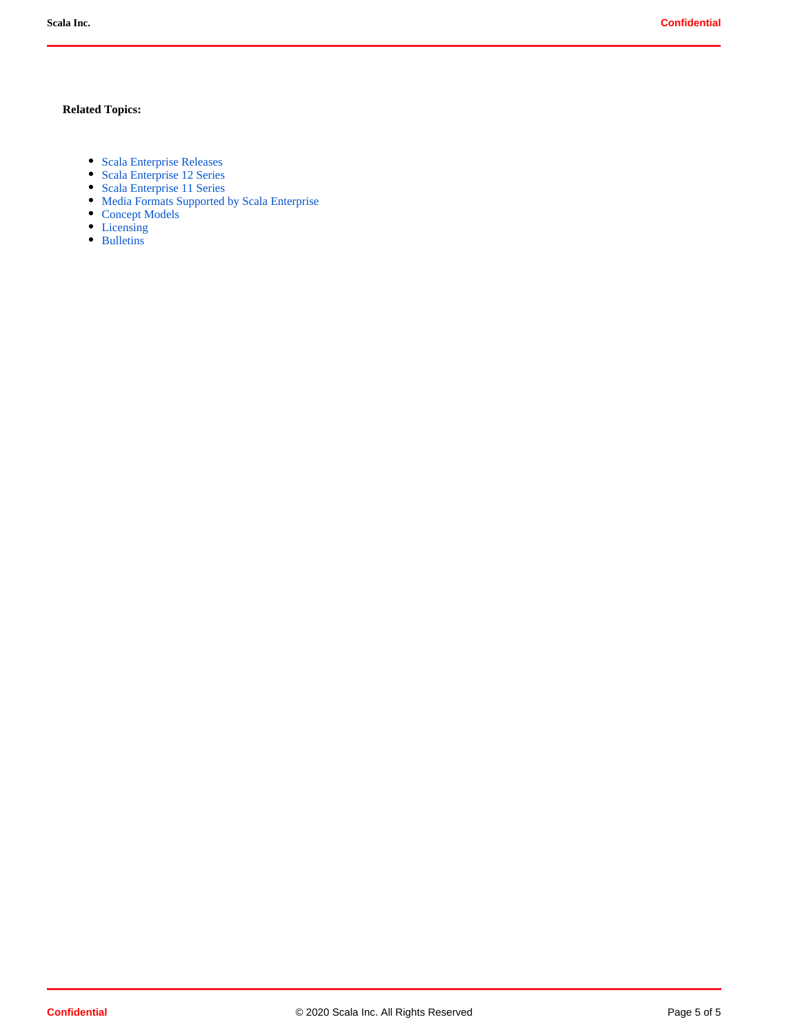**Related Topics:**

- Scala Enterprise Releases
- Scala Enterprise 12 Series
- Scala Enterprise 11 Series
- Media Formats Supported by Scala Enterprise
- Concept Models
- Licensing
- Bulletins